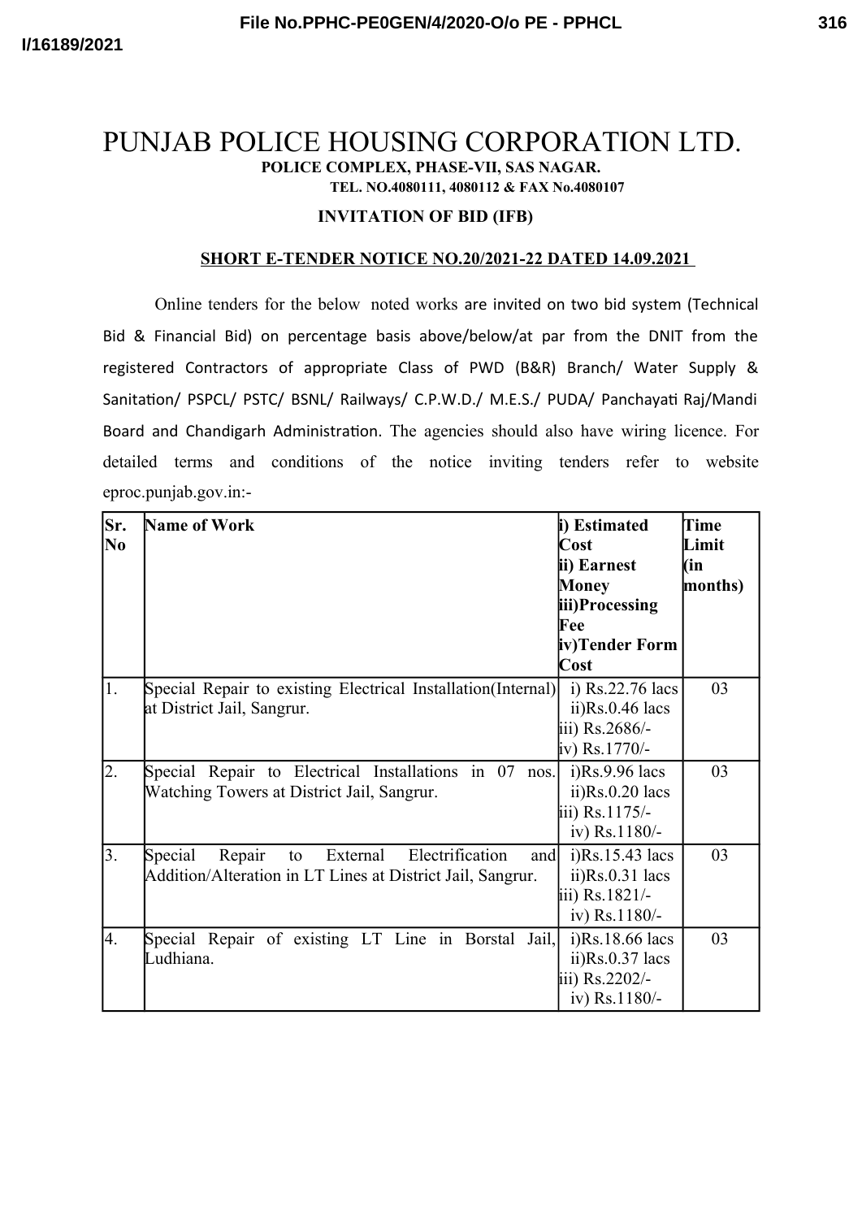# PUNJAB POLICE HOUSING CORPORATION LTD.

**POLICE COMPLEX, PHASE-VII, SAS NAGAR.**

**TEL. NO.4080111, 4080112 & FAX No.4080107**

**INVITATION OF BID (IFB)**

**SHORT E-TENDER NOTICE NO.20/2021-22 DATED 14.09.2021**

Online tenders for the below noted works are invited on two bid system (Technical Bid & Financial Bid) on percentage basis above/below/at par from the DNIT from the registered Contractors of appropriate Class of PWD (B&R) Branch/ Water Supply & Sanitation/ PSPCL/ PSTC/ BSNL/ Railways/ C.P.W.D./ M.E.S./ PUDA/ Panchayati Raj/Mandi Board and Chandigarh Administration. The agencies should also have wiring licence. For detailed terms and conditions of the notice inviting tenders refer to website eproc.punjab.gov.in:-

| Sr. No | Name of Work | i) Estimated Cost<br>ii) Earnest Money<br>iii)Processing Fee<br>iv)Tender Form Cost | Time Limit (in months) |
|---|---|---|---|
| 1. | Special Repair to existing Electrical Installation(Internal) at District Jail, Sangrur. | i) Rs.22.76 lacs<br>ii)Rs.0.46 lacs<br>iii) Rs.2686/-<br>iv) Rs.1770/- | 03 |
| 2. | Special Repair to Electrical Installations in 07 nos. Watching Towers at District Jail, Sangrur. | i)Rs.9.96 lacs<br>ii)Rs.0.20 lacs<br>iii) Rs.1175/-<br>iv) Rs.1180/- | 03 |
| 3. | Special Repair to External Electrification and Addition/Alteration in LT Lines at District Jail, Sangrur. | i)Rs.15.43 lacs<br>ii)Rs.0.31 lacs<br>iii) Rs.1821/-<br>iv) Rs.1180/- | 03 |
| 4. | Special Repair of existing LT Line in Borstal Jail, Ludhiana. | i)Rs.18.66 lacs<br>ii)Rs.0.37 lacs<br>iii) Rs.2202/-<br>iv) Rs.1180/- | 03 |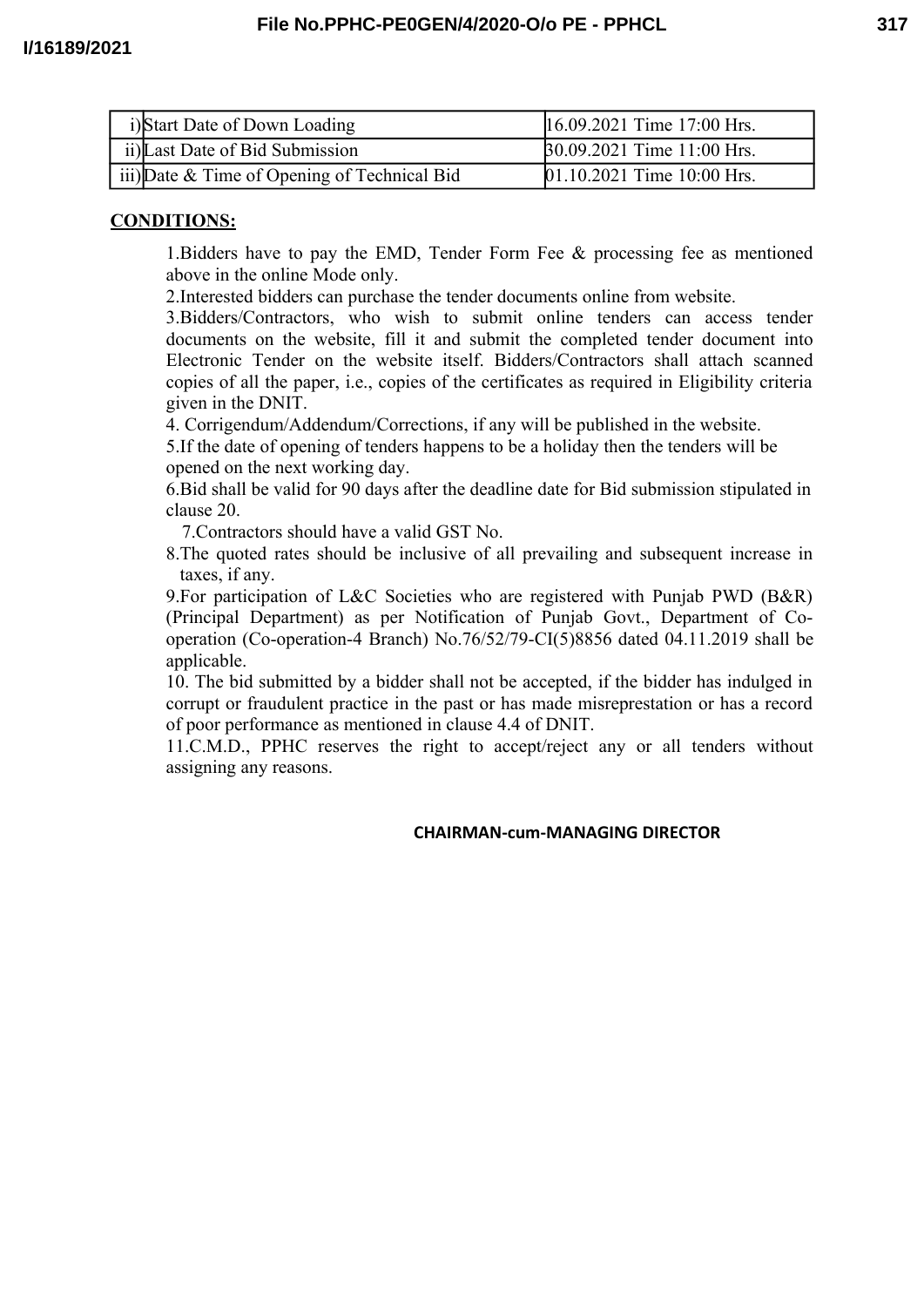| | | |
|---|---|---|
| i) | Start Date of Down Loading | 16.09.2021 Time 17:00 Hrs. |
| ii) | Last Date of Bid Submission | 30.09.2021 Time 11:00 Hrs. |
| iii) | Date & Time of Opening of Technical Bid | 01.10.2021 Time 10:00 Hrs. |

**CONDITIONS:**

1.Bidders have to pay the EMD, Tender Form Fee & processing fee as mentioned above in the online Mode only.

2.Interested bidders can purchase the tender documents online from website.

3.Bidders/Contractors, who wish to submit online tenders can access tender documents on the website, fill it and submit the completed tender document into Electronic Tender on the website itself. Bidders/Contractors shall attach scanned copies of all the paper, i.e., copies of the certificates as required in Eligibility criteria given in the DNIT.

4. Corrigendum/Addendum/Corrections, if any will be published in the website.

5.If the date of opening of tenders happens to be a holiday then the tenders will be opened on the next working day.

6.Bid shall be valid for 90 days after the deadline date for Bid submission stipulated in clause 20.

7.Contractors should have a valid GST No.

8.The quoted rates should be inclusive of all prevailing and subsequent increase in taxes, if any.

9.For participation of L&C Societies who are registered with Punjab PWD (B&R) (Principal Department) as per Notification of Punjab Govt., Department of Co-operation (Co-operation-4 Branch) No.76/52/79-CI(5)8856 dated 04.11.2019 shall be applicable.

10. The bid submitted by a bidder shall not be accepted, if the bidder has indulged in corrupt or fraudulent practice in the past or has made misreprestation or has a record of poor performance as mentioned in clause 4.4 of DNIT.

11.C.M.D., PPHC reserves the right to accept/reject any or all tenders without assigning any reasons.

**CHAIRMAN-cum-MANAGING DIRECTOR**